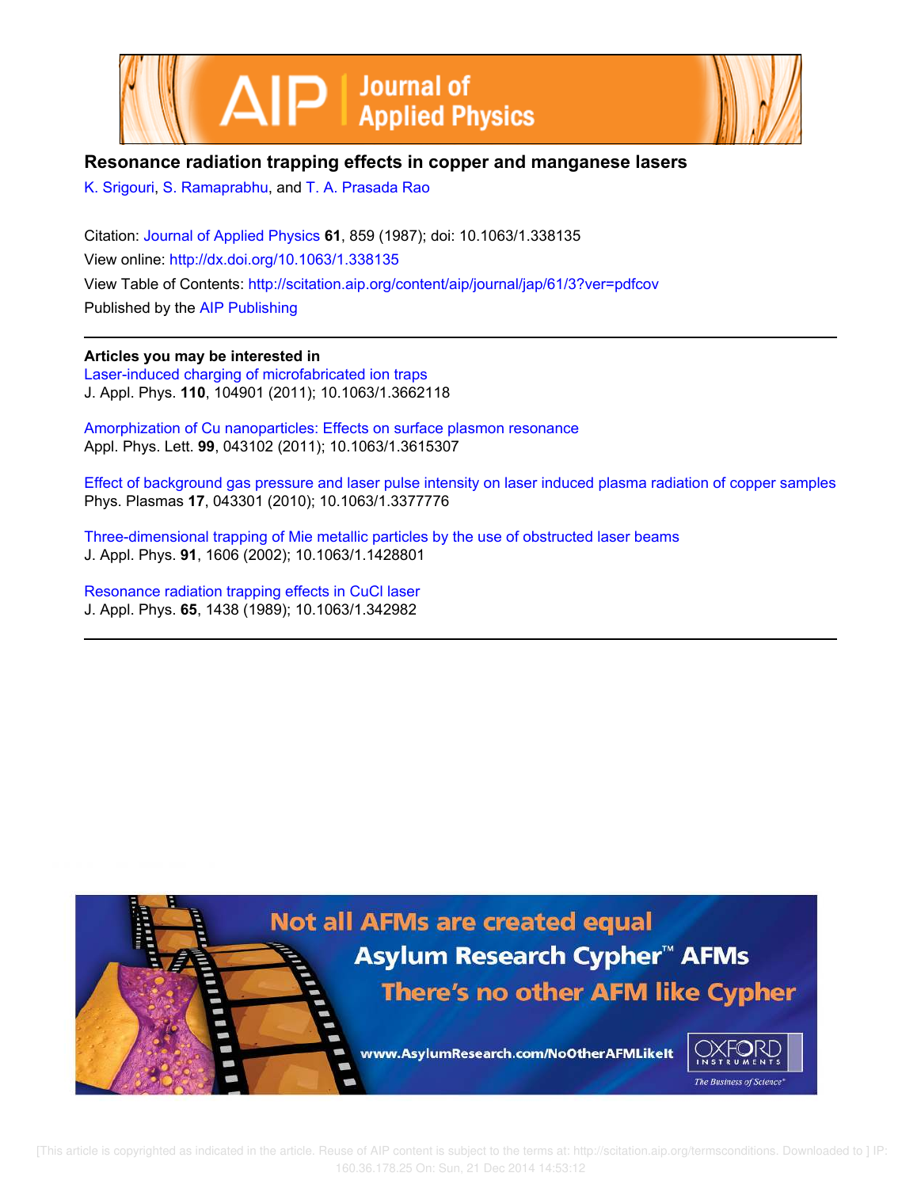# Resonance radiation trapping effects in copper and manganese lasers

K. Srigouri, S. Ramaprabhu, and T. A. Prasada Rao

Citation: Journal of Applied Physics **61**, 859 (1987); doi: 10.1063/1.338135

View online: http://dx.doi.org/10.1063/1.338135

View Table of Contents: http://scitation.aip.org/content/aip/journal/jap/61/3?ver=pdfcov

Published by the AIP Publishing

---

**Articles you may be interested in**

Laser-induced charging of microfabricated ion traps
J. Appl. Phys. **110**, 104901 (2011); 10.1063/1.3662118

Amorphization of Cu nanoparticles: Effects on surface plasmon resonance
Appl. Phys. Lett. **99**, 043102 (2011); 10.1063/1.3615307

Effect of background gas pressure and laser pulse intensity on laser induced plasma radiation of copper samples
Phys. Plasmas **17**, 043301 (2010); 10.1063/1.3377776

Three-dimensional trapping of Mie metallic particles by the use of obstructed laser beams
J. Appl. Phys. **91**, 1606 (2002); 10.1063/1.1428801

Resonance radiation trapping effects in CuCl laser
J. Appl. Phys. **65**, 1438 (1989); 10.1063/1.342982

---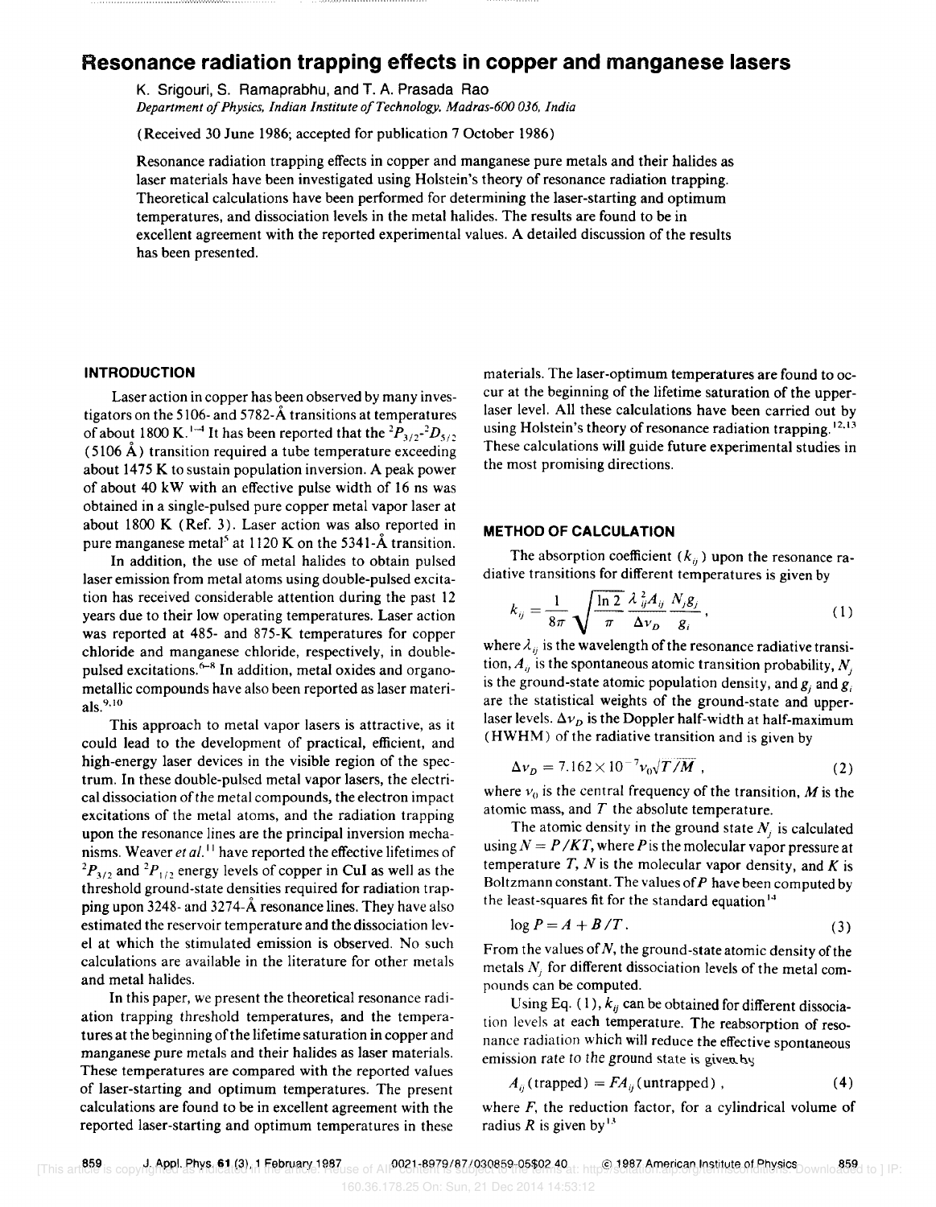# Resonance radiation trapping effects in copper and manganese lasers

K. Srigouri, S. Ramaprabhu, and T. A. Prasada Rao

*Department of Physics, Indian Institute of Technology, Madras-600 036, India*

(Received 30 June 1986; accepted for publication 7 October 1986)

Resonance radiation trapping effects in copper and manganese pure metals and their halides as laser materials have been investigated using Holstein's theory of resonance radiation trapping. Theoretical calculations have been performed for determining the laser-starting and optimum temperatures, and dissociation levels in the metal halides. The results are found to be in excellent agreement with the reported experimental values. A detailed discussion of the results has been presented.

## INTRODUCTION

Laser action in copper has been observed by many investigators on the 5106- and 5782-Å transitions at temperatures of about 1800 K.[1-4] It has been reported that the $^2P_{3/2}$-$^2D_{5/2}$ (5106 Å) transition required a tube temperature exceeding about 1475 K to sustain population inversion. A peak power of about 40 kW with an effective pulse width of 16 ns was obtained in a single-pulsed pure copper metal vapor laser at about 1800 K (Ref. 3). Laser action was also reported in pure manganese metal[5] at 1120 K on the 5341-Å transition.

In addition, the use of metal halides to obtain pulsed laser emission from metal atoms using double-pulsed excitation has received considerable attention during the past 12 years due to their low operating temperatures. Laser action was reported at 485- and 875-K temperatures for copper chloride and manganese chloride, respectively, in double-pulsed excitations.[6-8] In addition, metal oxides and organometallic compounds have also been reported as laser materials.[9,10]

This approach to metal vapor lasers is attractive, as it could lead to the development of practical, efficient, and high-energy laser devices in the visible region of the spectrum. In these double-pulsed metal vapor lasers, the electrical dissociation of the metal compounds, the electron impact excitations of the metal atoms, and the radiation trapping upon the resonance lines are the principal inversion mechanisms. Weaver *et al.*[11] have reported the effective lifetimes of $^2P_{3/2}$ and $^2P_{1/2}$ energy levels of copper in CuI as well as the threshold ground-state densities required for radiation trapping upon 3248- and 3274-Å resonance lines. They have also estimated the reservoir temperature and the dissociation level at which the stimulated emission is observed. No such calculations are available in the literature for other metals and metal halides.

In this paper, we present the theoretical resonance radiation trapping threshold temperatures, and the temperatures at the beginning of the lifetime saturation in copper and manganese pure metals and their halides as laser materials. These temperatures are compared with the reported values of laser-starting and optimum temperatures. The present calculations are found to be in excellent agreement with the reported laser-starting and optimum temperatures in these materials. The laser-optimum temperatures are found to occur at the beginning of the lifetime saturation of the upper-laser level. All these calculations have been carried out by using Holstein's theory of resonance radiation trapping.[12,13] These calculations will guide future experimental studies in the most promising directions.

## METHOD OF CALCULATION

The absorption coefficient ($k_{ij}$) upon the resonance radiative transitions for different temperatures is given by

$$k_{ij} = \frac{1}{8\pi}\sqrt{\frac{\ln 2}{\pi}}\frac{\lambda_{ij}^2 A_{ij}}{\Delta\nu_D}\frac{N_j g_j}{g_i}, \tag{1}$$

where $\lambda_{ij}$ is the wavelength of the resonance radiative transition, $A_{ij}$ is the spontaneous atomic transition probability, $N_j$ is the ground-state atomic population density, and $g_j$ and $g_i$ are the statistical weights of the ground-state and upper-laser levels. $\Delta\nu_D$ is the Doppler half-width at half-maximum (HWHM) of the radiative transition and is given by

$$\Delta\nu_D = 7.162\times 10^{-7}\nu_0\sqrt{T/M}, \tag{2}$$

where $\nu_0$ is the central frequency of the transition, $M$ is the atomic mass, and $T$ the absolute temperature.

The atomic density in the ground state $N_j$ is calculated using $N = P/KT$, where $P$ is the molecular vapor pressure at temperature $T$, $N$ is the molecular vapor density, and $K$ is Boltzmann constant. The values of $P$ have been computed by the least-squares fit for the standard equation[14]

$$\log P = A + B/T. \tag{3}$$

From the values of $N$, the ground-state atomic density of the metals $N_j$ for different dissociation levels of the metal compounds can be computed.

Using Eq. (1), $k_{ij}$ can be obtained for different dissociation levels at each temperature. The reabsorption of resonance radiation which will reduce the effective spontaneous emission rate to the ground state is given by

$$A_{ij}(\text{trapped}) = FA_{ij}(\text{untrapped}), \tag{4}$$

where $F$, the reduction factor, for a cylindrical volume of radius $R$ is given by[13]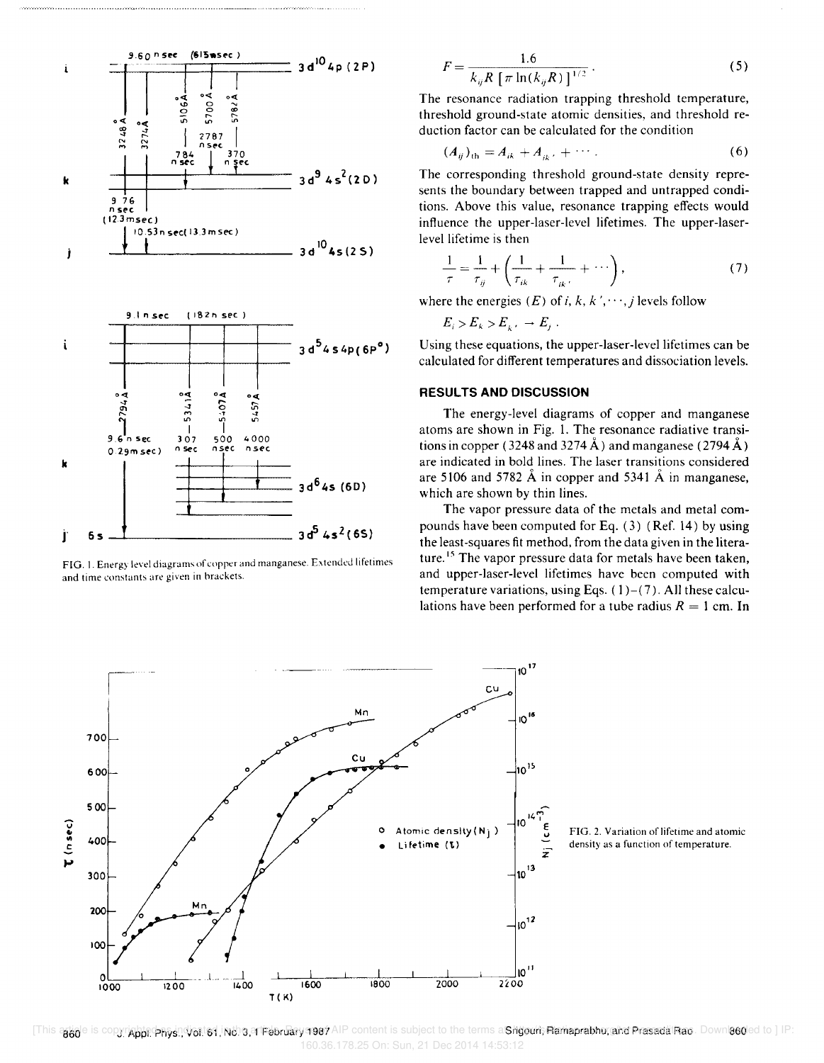FIG. 1. Energy level diagrams of copper and manganese. Extended lifetimes and time constants are given in brackets.

$$F = \frac{1.6}{k_{ij} R \left[ \pi \ln(k_{ij} R) \right]^{1/2}}. \quad (5)$$

The resonance radiation trapping threshold temperature, threshold ground-state atomic densities, and threshold reduction factor can be calculated for the condition

$$(A_{ij})_{\text{th}} = A_{ik} + A_{ik'} + \cdots. \quad (6)$$

The corresponding threshold ground-state density represents the boundary between trapped and untrapped conditions. Above this value, resonance trapping effects would influence the upper-laser-level lifetimes. The upper-laser-level lifetime is then

$$\frac{1}{\tau} = \frac{1}{\tau_{ij}} + \left( \frac{1}{\tau_{ik}} + \frac{1}{\tau_{ik'}} + \cdots \right), \quad (7)$$

where the energies ($E$) of $i, k, k', \cdots, j$ levels follow

$$E_i > E_k > E_{k'} \rightarrow E_j.$$

Using these equations, the upper-laser-level lifetimes can be calculated for different temperatures and dissociation levels.

## RESULTS AND DISCUSSION

The energy-level diagrams of copper and manganese atoms are shown in Fig. 1. The resonance radiative transitions in copper (3248 and 3274 Å) and manganese (2794 Å) are indicated in bold lines. The laser transitions considered are 5106 and 5782 Å in copper and 5341 Å in manganese, which are shown by thin lines.

The vapor pressure data of the metals and metal compounds have been computed for Eq. (3) (Ref. 14) by using the least-squares fit method, from the data given in the literature.[15] The vapor pressure data for metals have been taken, and upper-laser-level lifetimes have been computed with temperature variations, using Eqs. (1)–(7). All these calculations have been performed for a tube radius $R = 1$ cm. In

FIG. 2. Variation of lifetime and atomic density as a function of temperature.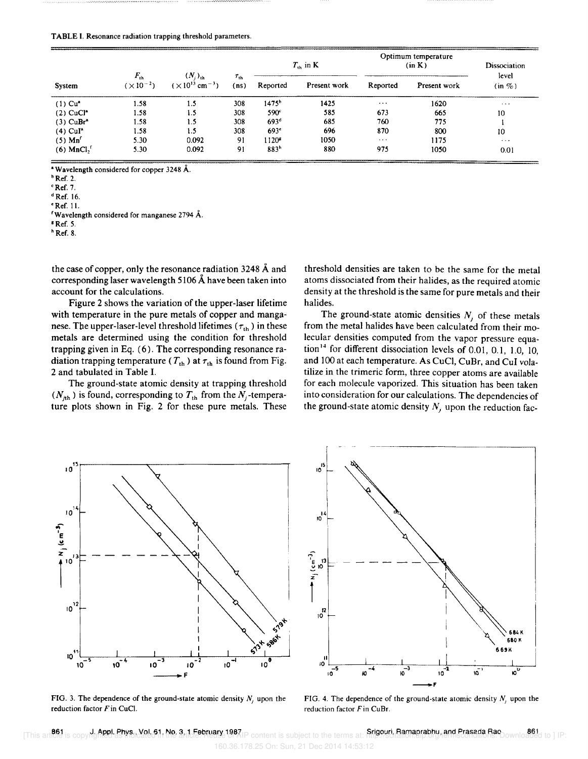TABLE I. Resonance radiation trapping threshold parameters.

| System | $F_{th}$ ($\times 10^{-2}$) | $(N_j)_{th}$ ($\times 10^{13}$ cm$^{-3}$) | $\tau_{th}$ (ns) | $T_{th}$ in K | | Optimum temperature (in K) | | Dissociation level (in %) |
|---|---|---|---|---|---|---|---|---|
| | | | | Reported | Present work | Reported | Present work | |
| (1) Cu[a] | 1.58 | 1.5 | 308 | 1475[b] | 1425 | ... | 1620 | ... |
| (2) CuCl[a] | 1.58 | 1.5 | 308 | 590[c] | 585 | 673 | 665 | 10 |
| (3) CuBr[a] | 1.58 | 1.5 | 308 | 693[d] | 685 | 760 | 775 | 1 |
| (4) CuI[a] | 1.58 | 1.5 | 308 | 693[e] | 696 | 870 | 800 | 10 |
| (5) Mn[f] | 5.30 | 0.092 | 91 | 1120[g] | 1050 | ... | 1175 | ... |
| (6) $MnCl_2$[f] | 5.30 | 0.092 | 91 | 883[h] | 880 | 975 | 1050 | 0.01 |

[a] Wavelength considered for copper 3248 Å.
[b] Ref. 2.
[c] Ref. 7.
[d] Ref. 16.
[e] Ref. 11.
[f] Wavelength considered for manganese 2794 Å.
[g] Ref. 5.
[h] Ref. 8.

the case of copper, only the resonance radiation 3248 Å and corresponding laser wavelength 5106 Å have been taken into account for the calculations.

Figure 2 shows the variation of the upper-laser lifetime with temperature in the pure metals of copper and manganese. The upper-laser-level threshold lifetimes ($\tau_{th}$) in these metals are determined using the condition for threshold trapping given in Eq. (6). The corresponding resonance radiation trapping temperature ($T_{th}$) at $\tau_{th}$ is found from Fig. 2 and tabulated in Table I.

The ground-state atomic density at trapping threshold ($N_{jth}$) is found, corresponding to $T_{th}$ from the $N_j$-temperature plots shown in Fig. 2 for these pure metals. These threshold densities are taken to be the same for the metal atoms dissociated from their halides, as the required atomic density at the threshold is the same for pure metals and their halides.

The ground-state atomic densities $N_j$ of these metals from the metal halides have been calculated from their molecular densities computed from the vapor pressure equation[14] for different dissociation levels of 0.01, 0.1, 1.0, 10, and 100 at each temperature. As CuCl, CuBr, and CuI volatilize in the trimeric form, three copper atoms are available for each molecule vaporized. This situation has been taken into consideration for our calculations. The dependencies of the ground-state atomic density $N_j$ upon the reduction fac-

FIG. 3. The dependence of the ground-state atomic density $N_j$ upon the reduction factor $F$ in CuCl.

FIG. 4. The dependence of the ground-state atomic density $N_j$ upon the reduction factor $F$ in CuBr.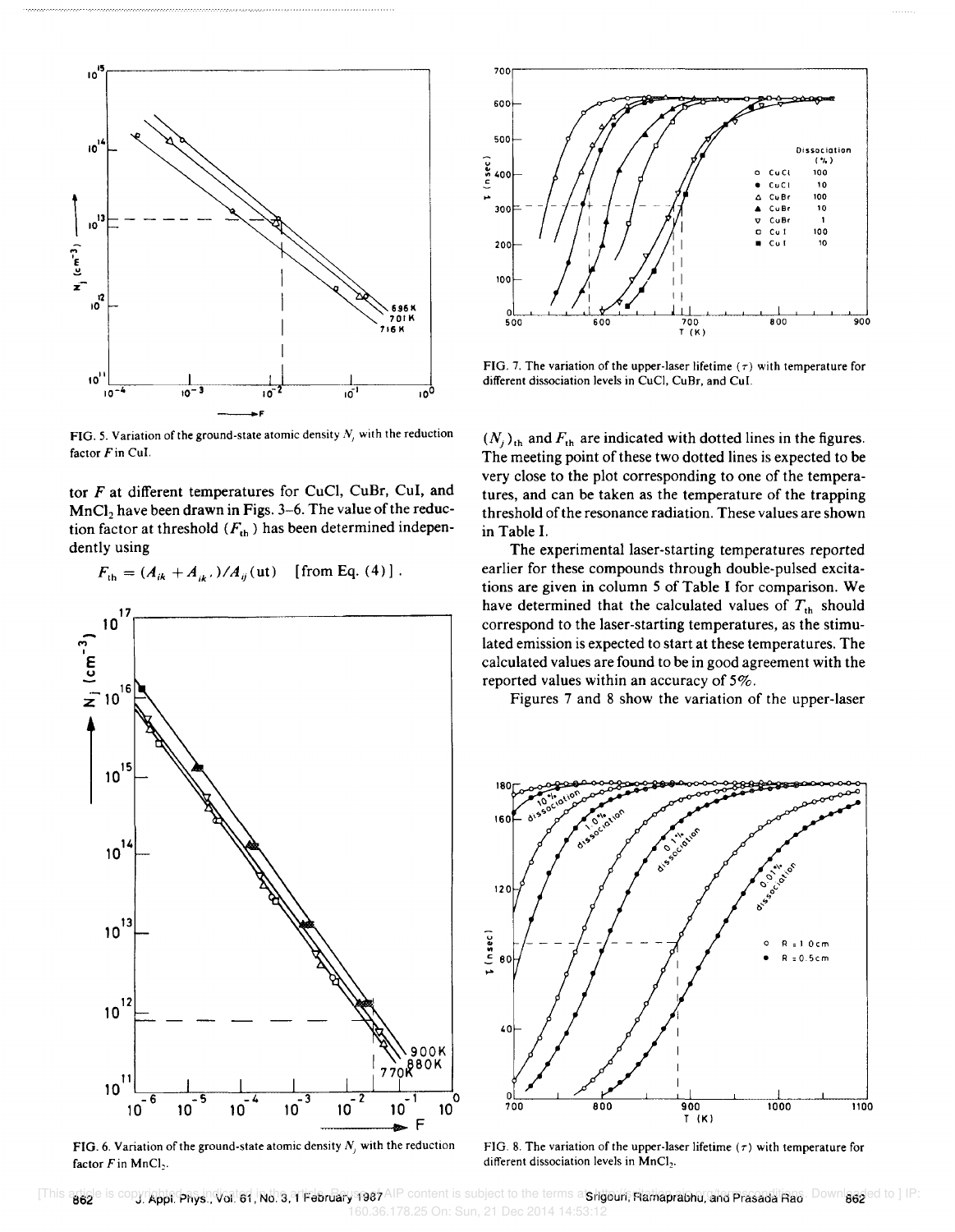FIG. 5. Variation of the ground-state atomic density $N_j$ with the reduction factor $F$ in CuI.

tor $F$ at different temperatures for CuCl, CuBr, CuI, and $MnCl_2$ have been drawn in Figs. 3–6. The value of the reduction factor at threshold ($F_{th}$) has been determined independently using

$$F_{th} = (A_{ik} + A_{ik'})/A_{ij}(\mathrm{ut}) \quad [\text{from Eq. (4)}] .$$

FIG. 6. Variation of the ground-state atomic density $N_j$ with the reduction factor $F$ in $MnCl_2$.

FIG. 7. The variation of the upper-laser lifetime ($\tau$) with temperature for different dissociation levels in CuCl, CuBr, and CuI.

$(N_j)_{th}$ and $F_{th}$ are indicated with dotted lines in the figures. The meeting point of these two dotted lines is expected to be very close to the plot corresponding to one of the temperatures, and can be taken as the temperature of the trapping threshold of the resonance radiation. These values are shown in Table I.

The experimental laser-starting temperatures reported earlier for these compounds through double-pulsed excitations are given in column 5 of Table I for comparison. We have determined that the calculated values of $T_{th}$ should correspond to the laser-starting temperatures, as the stimulated emission is expected to start at these temperatures. The calculated values are found to be in good agreement with the reported values within an accuracy of 5%.

Figures 7 and 8 show the variation of the upper-laser

FIG. 8. The variation of the upper-laser lifetime ($\tau$) with temperature for different dissociation levels in $MnCl_2$.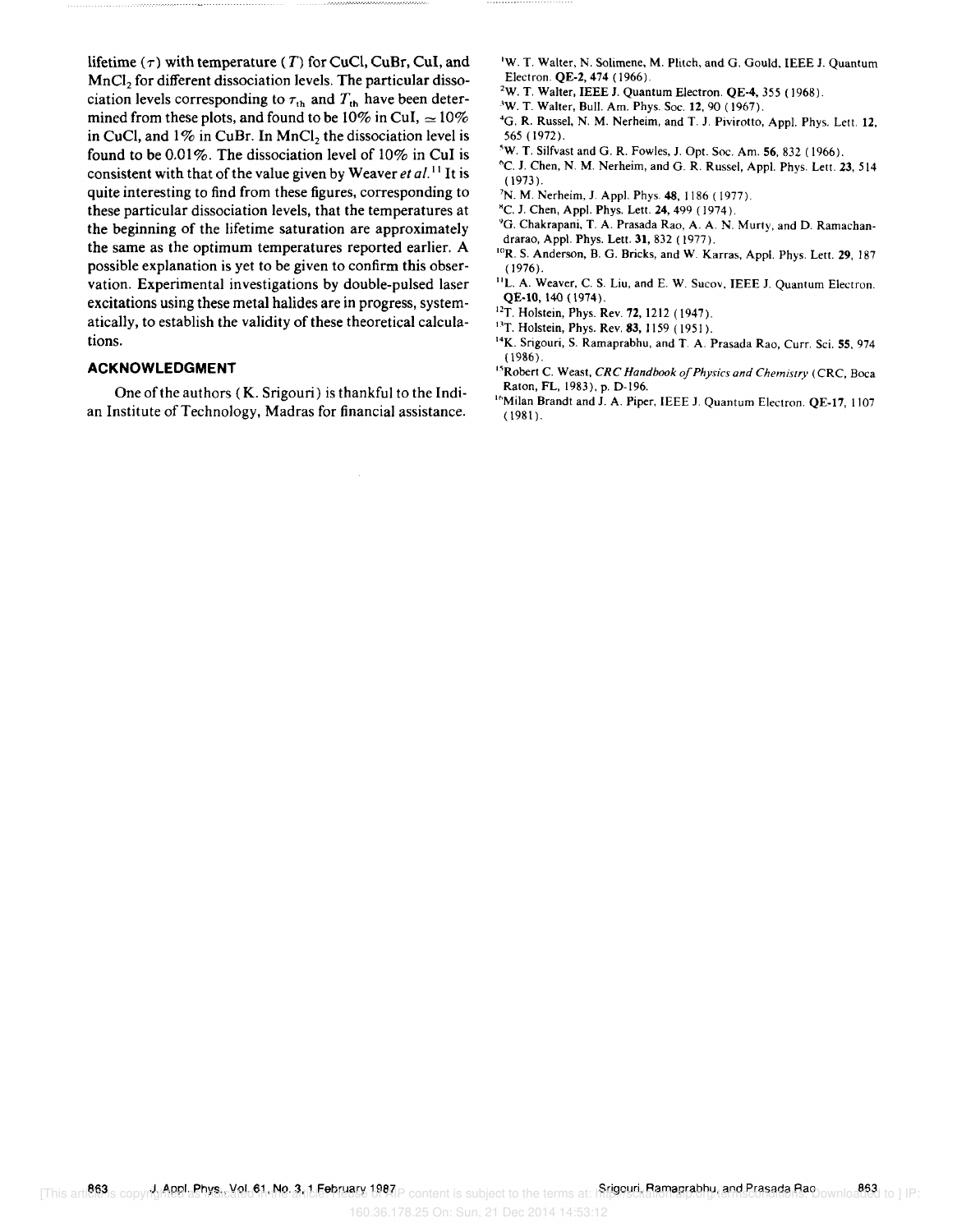lifetime ($\tau$) with temperature ($T$) for CuCl, CuBr, CuI, and $MnCl_2$ for different dissociation levels. The particular dissociation levels corresponding to $\tau_{th}$ and $T_{th}$ have been determined from these plots, and found to be 10% in CuI, $\simeq 10\%$ in CuCl, and 1% in CuBr. In $MnCl_2$ the dissociation level is found to be 0.01%. The dissociation level of 10% in CuI is consistent with that of the value given by Weaver *et al.*[11] It is quite interesting to find from these figures, corresponding to these particular dissociation levels, that the temperatures at the beginning of the lifetime saturation are approximately the same as the optimum temperatures reported earlier. A possible explanation is yet to be given to confirm this observation. Experimental investigations by double-pulsed laser excitations using these metal halides are in progress, systematically, to establish the validity of these theoretical calculations.

## ACKNOWLEDGMENT

One of the authors (K. Srigouri) is thankful to the Indian Institute of Technology, Madras for financial assistance.

[1] W. T. Walter, N. Solimene, M. Plitch, and G. Gould, IEEE J. Quantum Electron. **QE-2**, 474 (1966).
[2] W. T. Walter, IEEE J. Quantum Electron. **QE-4**, 355 (1968).
[3] W. T. Walter, Bull. Am. Phys. Soc. **12**, 90 (1967).
[4] G. R. Russel, N. M. Nerheim, and T. J. Pivirotto, Appl. Phys. Lett. **12**, 565 (1972).
[5] W. T. Silfvast and G. R. Fowles, J. Opt. Soc. Am. **56**, 832 (1966).
[6] C. J. Chen, N. M. Nerheim, and G. R. Russel, Appl. Phys. Lett. **23**, 514 (1973).
[7] N. M. Nerheim, J. Appl. Phys. **48**, 1186 (1977).
[8] C. J. Chen, Appl. Phys. Lett. **24**, 499 (1974).
[9] G. Chakrapani, T. A. Prasada Rao, A. A. N. Murty, and D. Ramachandrarao, Appl. Phys. Lett. **31**, 832 (1977).
[10] R. S. Anderson, B. G. Bricks, and W. Karras, Appl. Phys. Lett. **29**, 187 (1976).
[11] L. A. Weaver, C. S. Liu, and E. W. Sucov, IEEE J. Quantum Electron. **QE-10**, 140 (1974).
[12] T. Holstein, Phys. Rev. **72**, 1212 (1947).
[13] T. Holstein, Phys. Rev. **83**, 1159 (1951).
[14] K. Srigouri, S. Ramaprabhu, and T. A. Prasada Rao, Curr. Sci. **55**, 974 (1986).
[15] Robert C. Weast, *CRC Handbook of Physics and Chemistry* (CRC, Boca Raton, FL, 1983), p. D-196.
[16] Milan Brandt and J. A. Piper, IEEE J. Quantum Electron. **QE-17**, 1107 (1981).